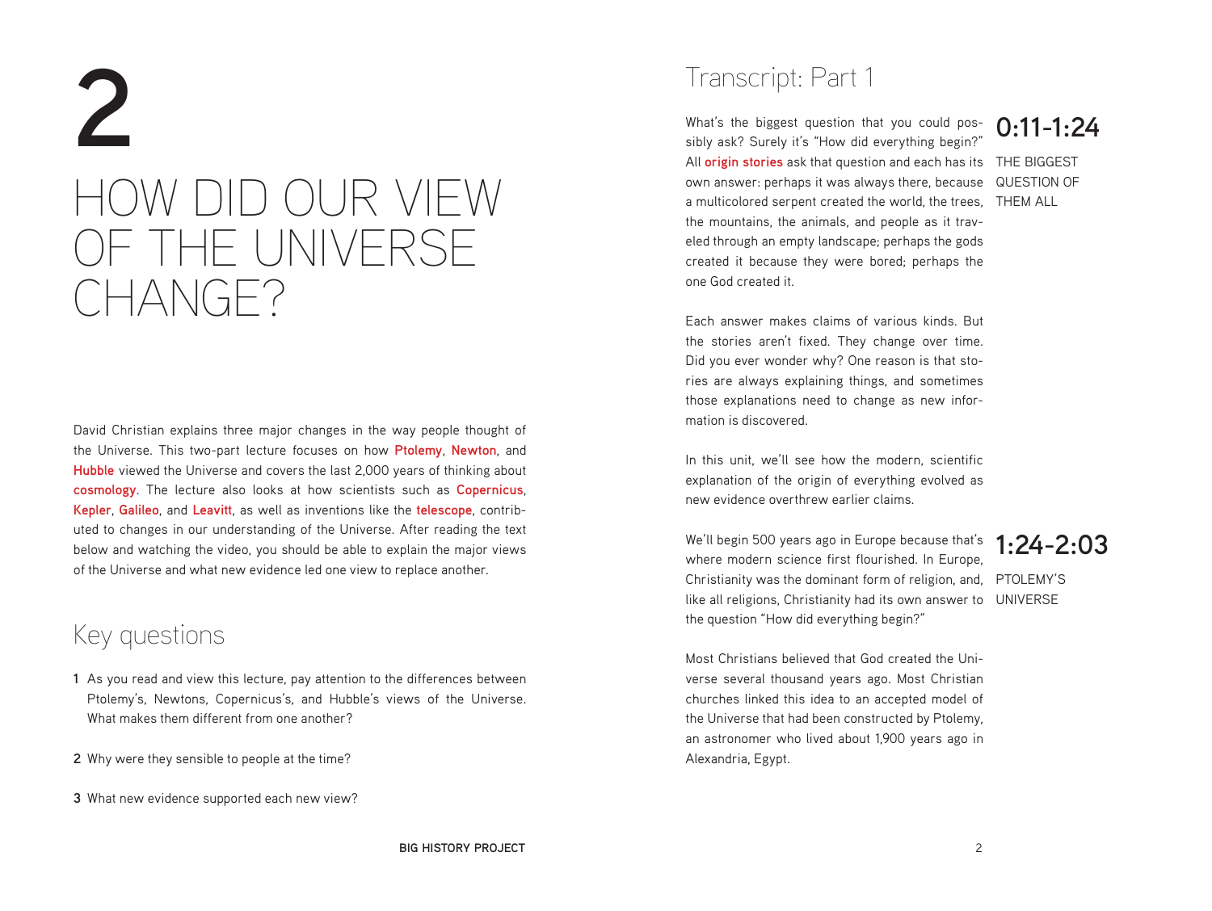# 2

# HOW DID OUR VIEW OF THE UNIVERSE CHANGE?

David Christian explains three major changes in the way people thought of the Universe. This two-part lecture focuses on how **Ptolemy**, **Newton**, and **Hubble** viewed the Universe and covers the last 2,000 years of thinking about **cosmology**. The lecture also looks at how scientists such as **Copernicus**, **Kepler**, **Galileo**, and **Leavitt**, as well as inventions like the **telescope**, contributed to changes in our understanding of the Universe. After reading the text below and watching the video, you should be able to explain the major views of the Universe and what new evidence led one view to replace another.

## Key questions

1. As you read and view this lecture, pay attention to the differences between Ptolemy's, Newtons, Copernicus's, and Hubble's views of the Universe. What makes them different from one another?
2. Why were they sensible to people at the time?
3. What new evidence supported each new view?

## Transcript: Part 1

### 0:11-1:24

THE BIGGEST QUESTION OF THEM ALL

What's the biggest question that you could possibly ask? Surely it's "How did everything begin?" All **origin stories** ask that question and each has its own answer: perhaps it was always there, because a multicolored serpent created the world, the trees, the mountains, the animals, and people as it traveled through an empty landscape; perhaps the gods created it because they were bored; perhaps the one God created it.

Each answer makes claims of various kinds. But the stories aren't fixed. They change over time. Did you ever wonder why? One reason is that stories are always explaining things, and sometimes those explanations need to change as new information is discovered.

In this unit, we'll see how the modern, scientific explanation of the origin of everything evolved as new evidence overthrew earlier claims.

### 1:24-2:03

PTOLEMY'S UNIVERSE

We'll begin 500 years ago in Europe because that's where modern science first flourished. In Europe, Christianity was the dominant form of religion, and, like all religions, Christianity had its own answer to the question "How did everything begin?"

Most Christians believed that God created the Universe several thousand years ago. Most Christian churches linked this idea to an accepted model of the Universe that had been constructed by Ptolemy, an astronomer who lived about 1,900 years ago in Alexandria, Egypt.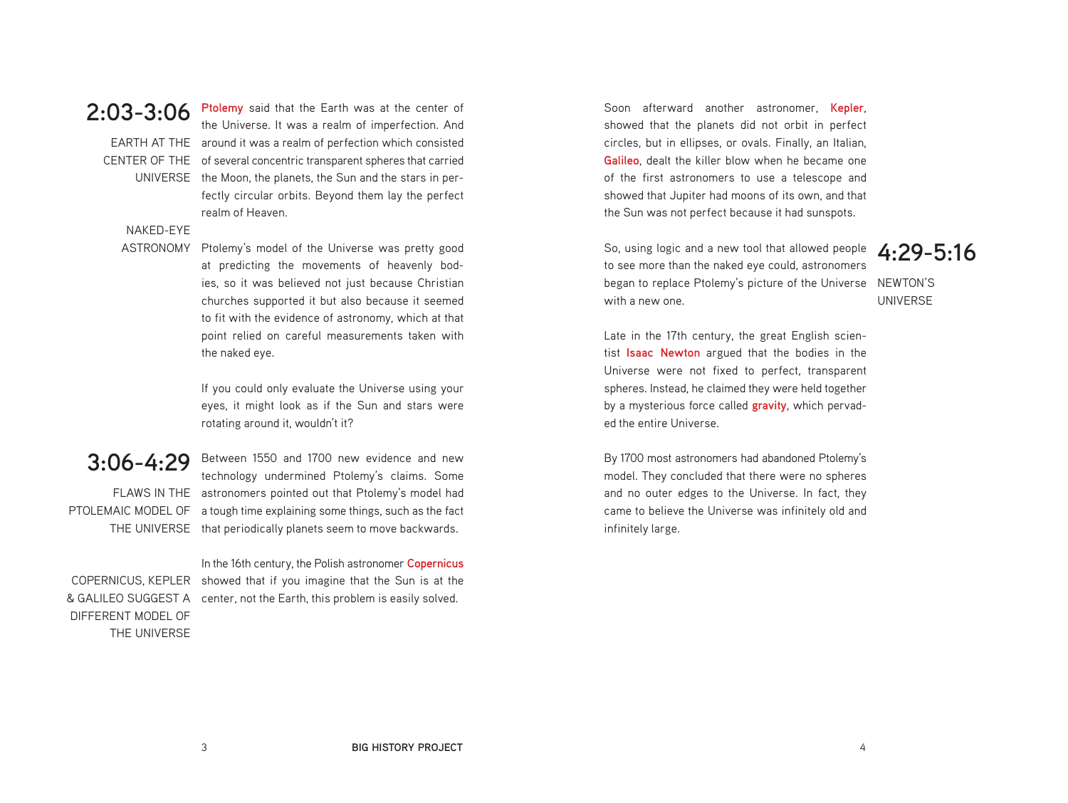## 2:03-3:06

**EARTH AT THE CENTER OF THE UNIVERSE**

**Ptolemy** said that the Earth was at the center of the Universe. It was a realm of imperfection. And around it was a realm of perfection which consisted of several concentric transparent spheres that carried the Moon, the planets, the Sun and the stars in perfectly circular orbits. Beyond them lay the perfect realm of Heaven.

**NAKED-EYE ASTRONOMY**

Ptolemy's model of the Universe was pretty good at predicting the movements of heavenly bodies, so it was believed not just because Christian churches supported it but also because it seemed to fit with the evidence of astronomy, which at that point relied on careful measurements taken with the naked eye.

If you could only evaluate the Universe using your eyes, it might look as if the Sun and stars were rotating around it, wouldn't it?

## 3:06-4:29

**FLAWS IN THE PTOLEMAIC MODEL OF THE UNIVERSE**

Between 1550 and 1700 new evidence and new technology undermined Ptolemy's claims. Some astronomers pointed out that Ptolemy's model had a tough time explaining some things, such as the fact that periodically planets seem to move backwards.

**COPERNICUS, KEPLER & GALILEO SUGGEST A DIFFERENT MODEL OF THE UNIVERSE**

In the 16th century, the Polish astronomer **Copernicus** showed that if you imagine that the Sun is at the center, not the Earth, this problem is easily solved.

Soon afterward another astronomer, **Kepler**, showed that the planets did not orbit in perfect circles, but in ellipses, or ovals. Finally, an Italian, **Galileo**, dealt the killer blow when he became one of the first astronomers to use a telescope and showed that Jupiter had moons of its own, and that the Sun was not perfect because it had sunspots.

So, using logic and a new tool that allowed people to see more than the naked eye could, astronomers began to replace Ptolemy's picture of the Universe with a new one.

## 4:29-5:16

**NEWTON'S UNIVERSE**

Late in the 17th century, the great English scientist **Isaac Newton** argued that the bodies in the Universe were not fixed to perfect, transparent spheres. Instead, he claimed they were held together by a mysterious force called **gravity**, which pervaded the entire Universe.

By 1700 most astronomers had abandoned Ptolemy's model. They concluded that there were no spheres and no outer edges to the Universe. In fact, they came to believe the Universe was infinitely old and infinitely large.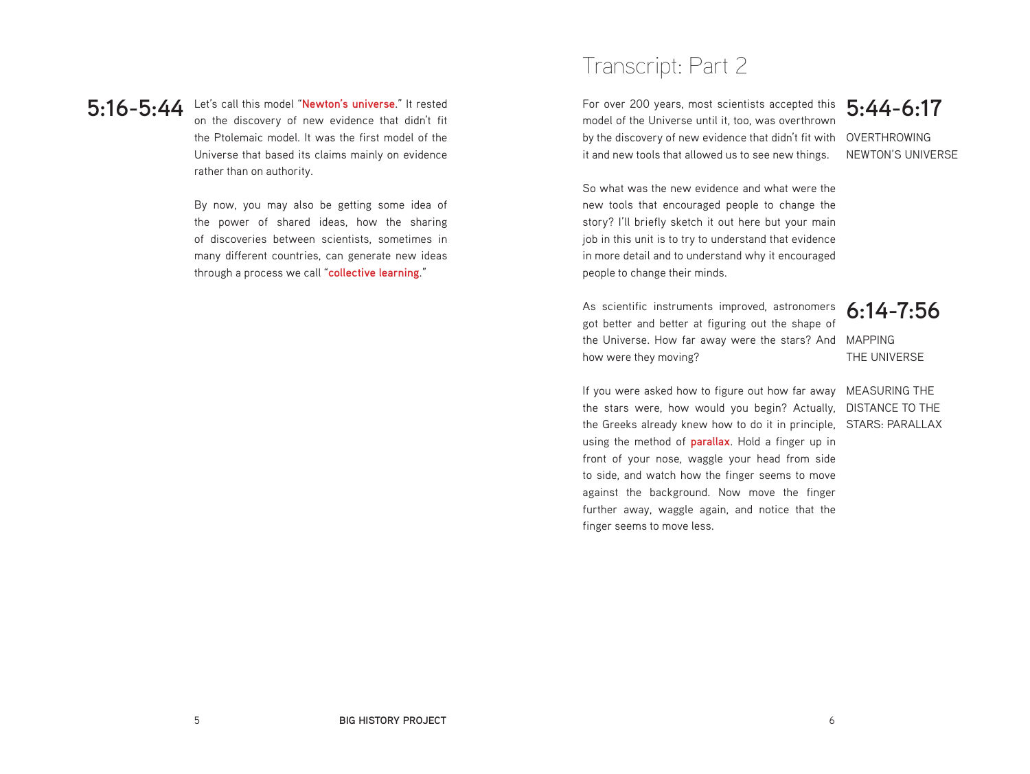**5:16-5:44** Let's call this model "**Newton's universe**." It rested on the discovery of new evidence that didn't fit the Ptolemaic model. It was the first model of the Universe that based its claims mainly on evidence rather than on authority.

By now, you may also be getting some idea of the power of shared ideas, how the sharing of discoveries between scientists, sometimes in many different countries, can generate new ideas through a process we call "**collective learning**."

# Transcript: Part 2

## 5:44-6:17

OVERTHROWING NEWTON'S UNIVERSE

For over 200 years, most scientists accepted this model of the Universe until it, too, was overthrown by the discovery of new evidence that didn't fit with it and new tools that allowed us to see new things.

So what was the new evidence and what were the new tools that encouraged people to change the story? I'll briefly sketch it out here but your main job in this unit is to try to understand that evidence in more detail and to understand why it encouraged people to change their minds.

## 6:14-7:56

MAPPING THE UNIVERSE

As scientific instruments improved, astronomers got better and better at figuring out the shape of the Universe. How far away were the stars? And how were they moving?

MEASURING THE DISTANCE TO THE STARS: PARALLAX

If you were asked how to figure out how far away the stars were, how would you begin? Actually, the Greeks already knew how to do it in principle, using the method of **parallax**. Hold a finger up in front of your nose, waggle your head from side to side, and watch how the finger seems to move against the background. Now move the finger further away, waggle again, and notice that the finger seems to move less.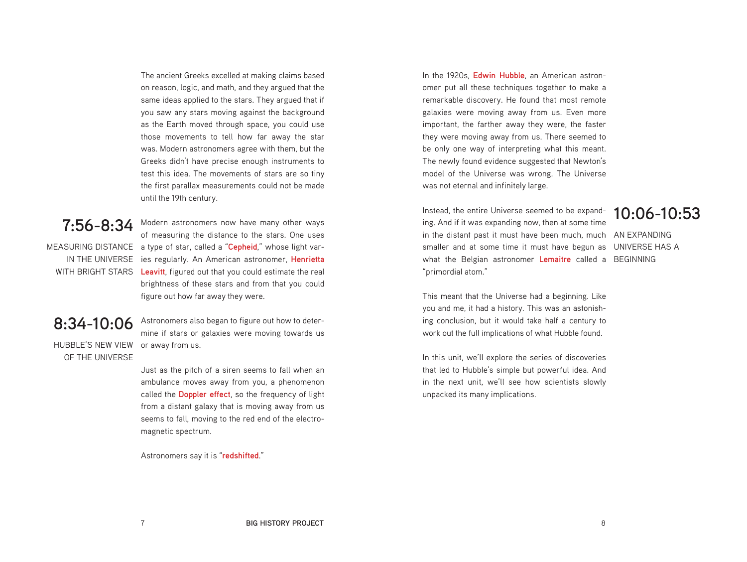The ancient Greeks excelled at making claims based on reason, logic, and math, and they argued that the same ideas applied to the stars. They argued that if you saw any stars moving against the background as the Earth moved through space, you could use those movements to tell how far away the star was. Modern astronomers agree with them, but the Greeks didn't have precise enough instruments to test this idea. The movements of stars are so tiny the first parallax measurements could not be made until the 19th century.

## 7:56-8:34

MEASURING DISTANCE IN THE UNIVERSE WITH BRIGHT STARS

Modern astronomers now have many other ways of measuring the distance to the stars. One uses a type of star, called a "**Cepheid**," whose light varies regularly. An American astronomer, **Henrietta Leavitt**, figured out that you could estimate the real brightness of these stars and from that you could figure out how far away they were.

## 8:34-10:06

HUBBLE'S NEW VIEW OF THE UNIVERSE

Astronomers also began to figure out how to determine if stars or galaxies were moving towards us or away from us.

Just as the pitch of a siren seems to fall when an ambulance moves away from you, a phenomenon called the **Doppler effect**, so the frequency of light from a distant galaxy that is moving away from us seems to fall, moving to the red end of the electromagnetic spectrum.

Astronomers say it is "**redshifted**."

In the 1920s, **Edwin Hubble**, an American astronomer put all these techniques together to make a remarkable discovery. He found that most remote galaxies were moving away from us. Even more important, the farther away they were, the faster they were moving away from us. There seemed to be only one way of interpreting what this meant. The newly found evidence suggested that Newton's model of the Universe was wrong. The Universe was not eternal and infinitely large.

## 10:06-10:53

AN EXPANDING UNIVERSE HAS A BEGINNING

Instead, the entire Universe seemed to be expanding. And if it was expanding now, then at some time in the distant past it must have been much, much smaller and at some time it must have begun as what the Belgian astronomer **Lemaitre** called a "primordial atom."

This meant that the Universe had a beginning. Like you and me, it had a history. This was an astonishing conclusion, but it would take half a century to work out the full implications of what Hubble found.

In this unit, we'll explore the series of discoveries that led to Hubble's simple but powerful idea. And in the next unit, we'll see how scientists slowly unpacked its many implications.